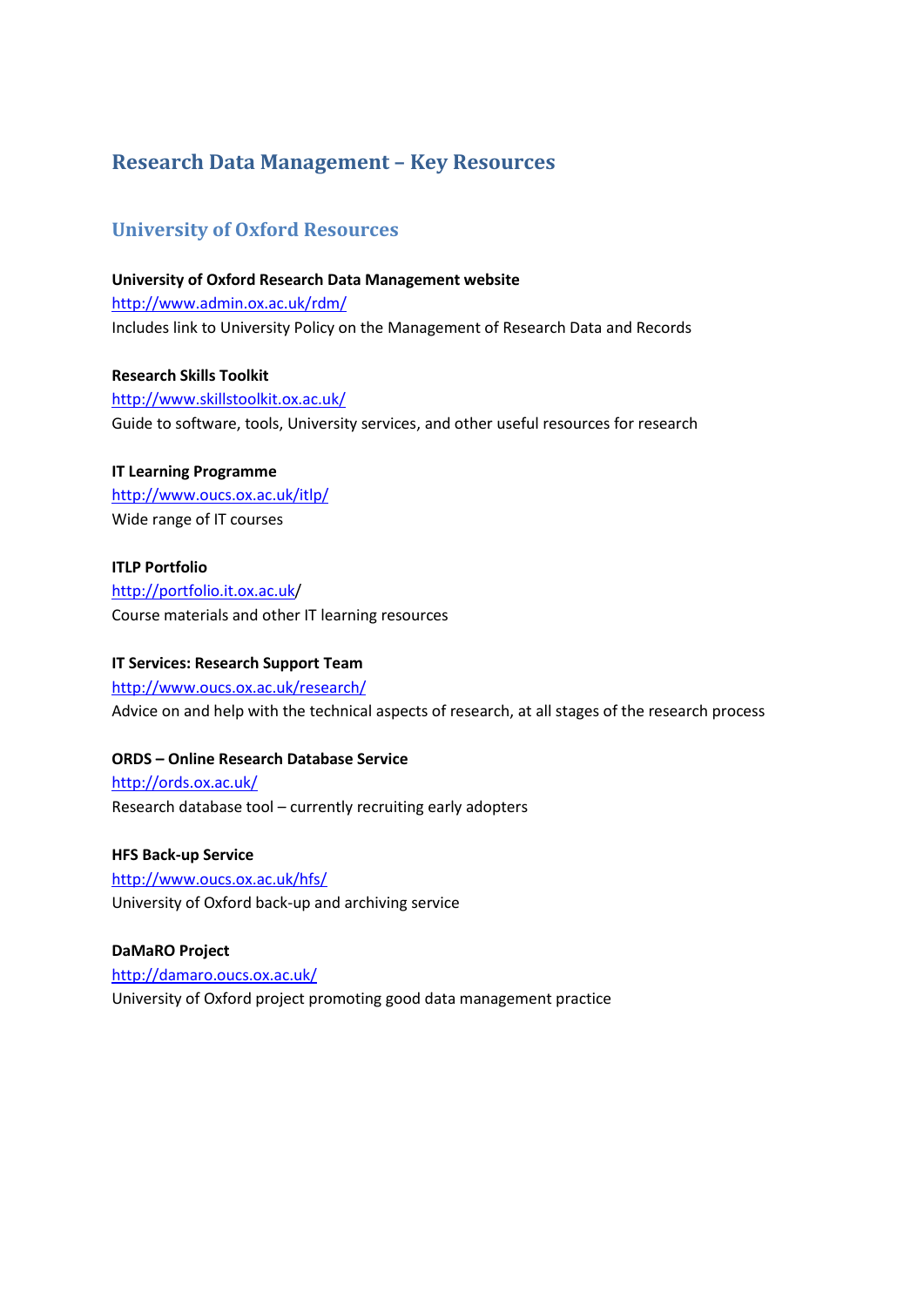# Research Data Management – Key Resources

## University of Oxford Resources

**University of Oxford Research Data Management website**
http://www.admin.ox.ac.uk/rdm/
Includes link to University Policy on the Management of Research Data and Records

**Research Skills Toolkit**
http://www.skillstoolkit.ox.ac.uk/
Guide to software, tools, University services, and other useful resources for research

**IT Learning Programme**
http://www.oucs.ox.ac.uk/itlp/
Wide range of IT courses

**ITLP Portfolio**
http://portfolio.it.ox.ac.uk/
Course materials and other IT learning resources

**IT Services: Research Support Team**
http://www.oucs.ox.ac.uk/research/
Advice on and help with the technical aspects of research, at all stages of the research process

**ORDS – Online Research Database Service**
http://ords.ox.ac.uk/
Research database tool – currently recruiting early adopters

**HFS Back-up Service**
http://www.oucs.ox.ac.uk/hfs/
University of Oxford back-up and archiving service

**DaMaRO Project**
http://damaro.oucs.ox.ac.uk/
University of Oxford project promoting good data management practice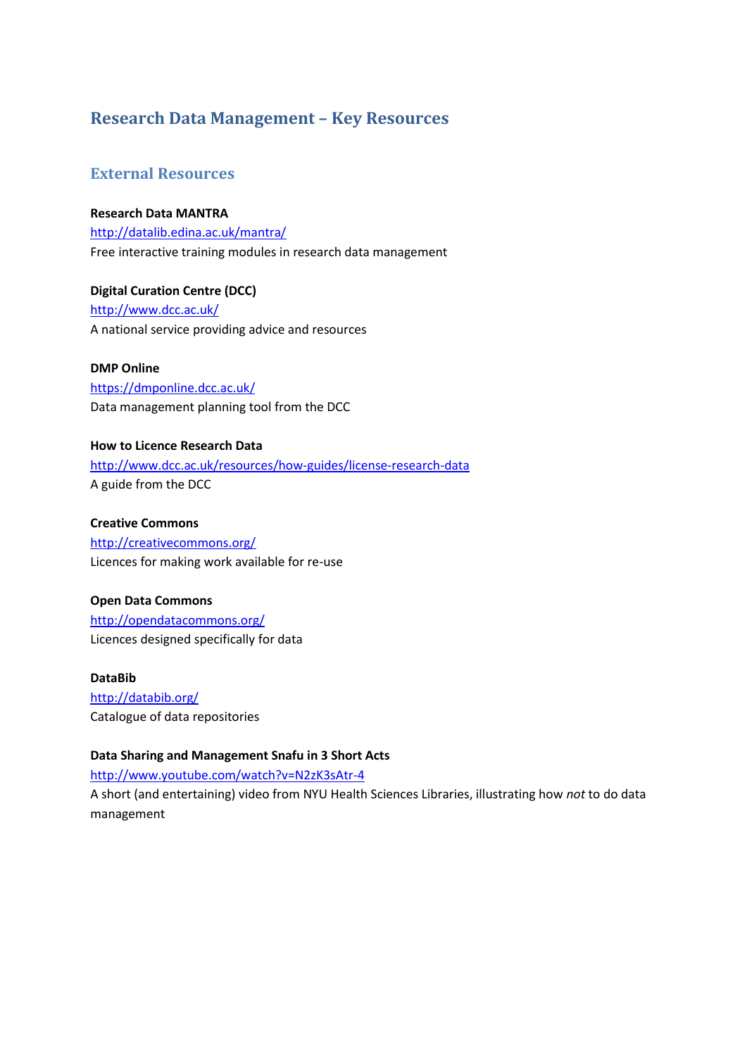# Research Data Management – Key Resources

## External Resources

**Research Data MANTRA**
[http://datalib.edina.ac.uk/mantra/](http://datalib.edina.ac.uk/mantra/)
Free interactive training modules in research data management

**Digital Curation Centre (DCC)**
[http://www.dcc.ac.uk/](http://www.dcc.ac.uk/)
A national service providing advice and resources

**DMP Online**
[https://dmponline.dcc.ac.uk/](https://dmponline.dcc.ac.uk/)
Data management planning tool from the DCC

**How to Licence Research Data**
[http://www.dcc.ac.uk/resources/how-guides/license-research-data](http://www.dcc.ac.uk/resources/how-guides/license-research-data)
A guide from the DCC

**Creative Commons**
[http://creativecommons.org/](http://creativecommons.org/)
Licences for making work available for re-use

**Open Data Commons**
[http://opendatacommons.org/](http://opendatacommons.org/)
Licences designed specifically for data

**DataBib**
[http://databib.org/](http://databib.org/)
Catalogue of data repositories

**Data Sharing and Management Snafu in 3 Short Acts**
[http://www.youtube.com/watch?v=N2zK3sAtr-4](http://www.youtube.com/watch?v=N2zK3sAtr-4)
A short (and entertaining) video from NYU Health Sciences Libraries, illustrating how *not* to do data management